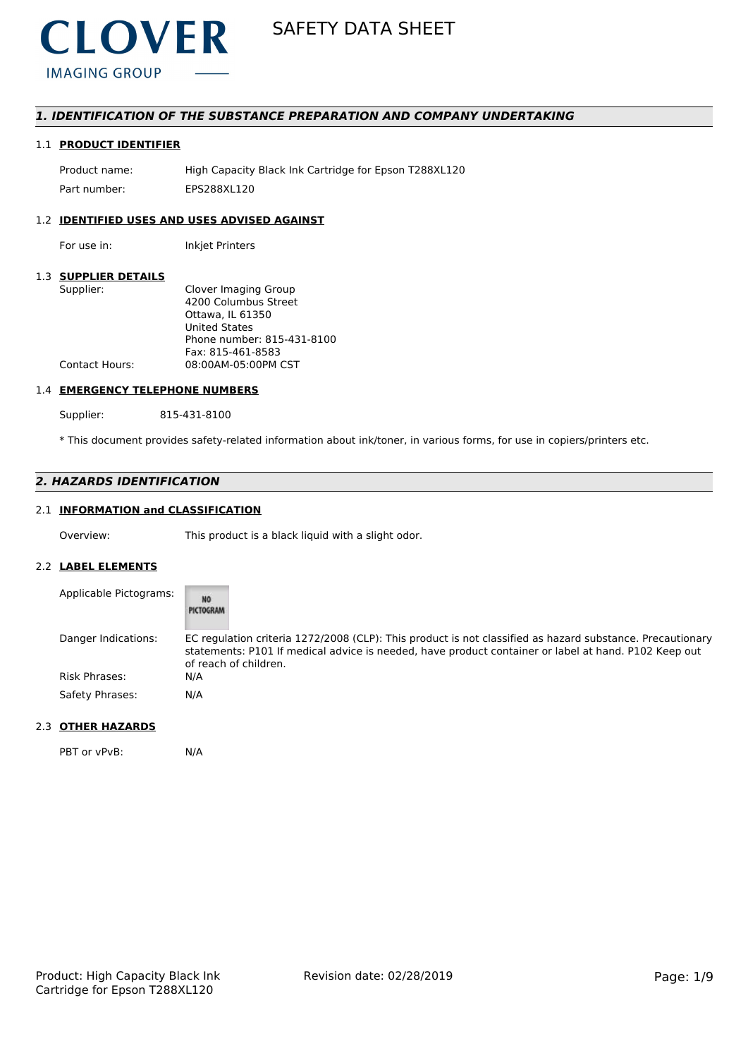CLOVER
IMAGING GROUP

# SAFETY DATA SHEET

## *1. IDENTIFICATION OF THE SUBSTANCE PREPARATION AND COMPANY UNDERTAKING*

### 1.1 PRODUCT IDENTIFIER

| | |
|---|---|
| Product name: | High Capacity Black Ink Cartridge for Epson T288XL120 |
| Part number: | EPS288XL120 |

### 1.2 IDENTIFIED USES AND USES ADVISED AGAINST

| | |
|---|---|
| For use in: | Inkjet Printers |

### 1.3 SUPPLIER DETAILS

| | |
|---|---|
| Supplier: | Clover Imaging Group<br>4200 Columbus Street<br>Ottawa, IL 61350<br>United States<br>Phone number: 815-431-8100<br>Fax: 815-461-8583 |
| Contact Hours: | 08:00AM-05:00PM CST |

### 1.4 EMERGENCY TELEPHONE NUMBERS

| | |
|---|---|
| Supplier: | 815-431-8100 |

\* This document provides safety-related information about ink/toner, in various forms, for use in copiers/printers etc.

## *2. HAZARDS IDENTIFICATION*

### 2.1 INFORMATION and CLASSIFICATION

| | |
|---|---|
| Overview: | This product is a black liquid with a slight odor. |

### 2.2 LABEL ELEMENTS

| | |
|---|---|
| Applicable Pictograms: | NO PICTOGRAM |
| Danger Indications: | EC regulation criteria 1272/2008 (CLP): This product is not classified as hazard substance. Precautionary statements: P101 If medical advice is needed, have product container or label at hand. P102 Keep out of reach of children. |
| Risk Phrases: | N/A |
| Safety Phrases: | N/A |

### 2.3 OTHER HAZARDS

| | |
|---|---|
| PBT or vPvB: | N/A |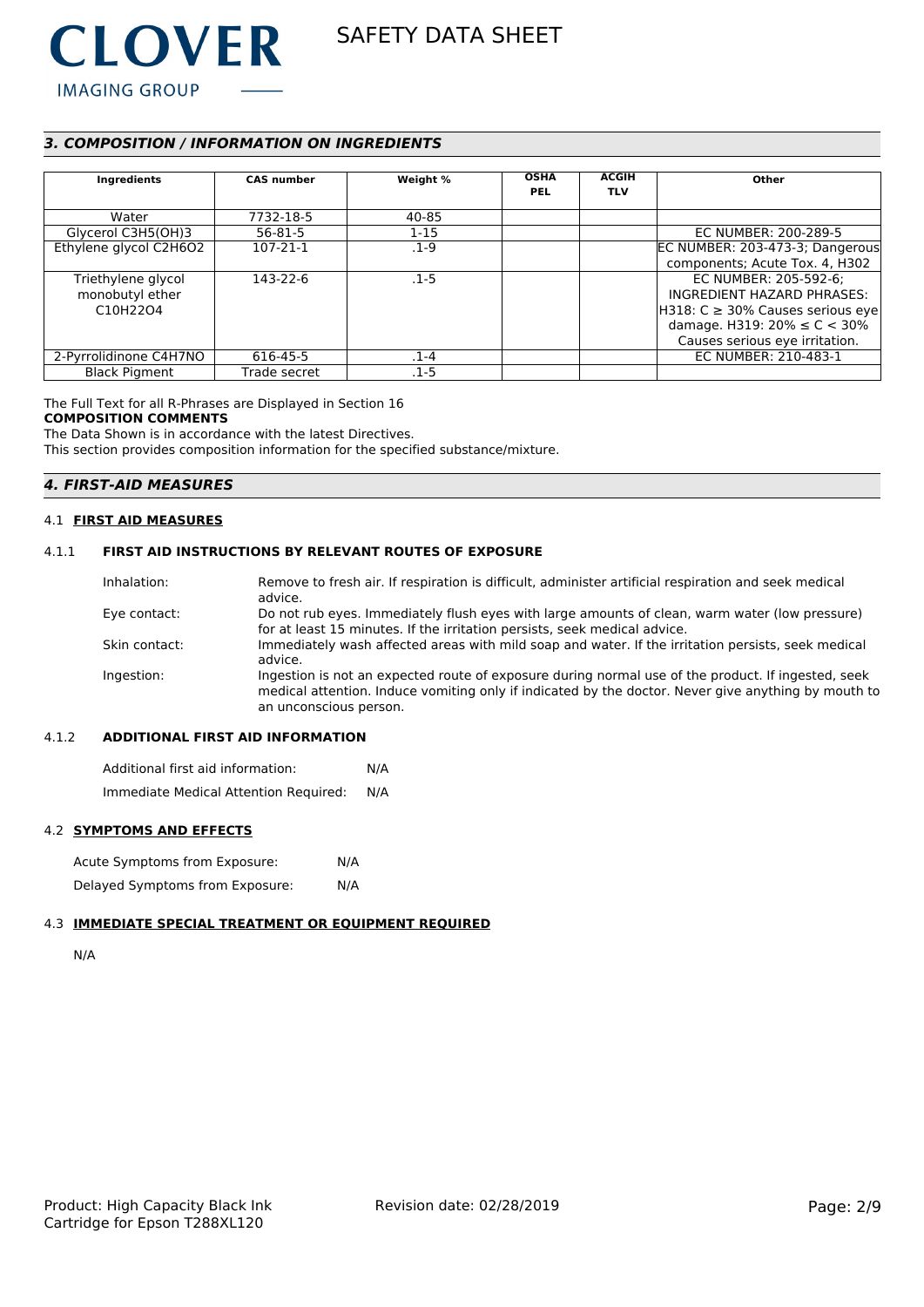## *3. COMPOSITION / INFORMATION ON INGREDIENTS*

| Ingredients | CAS number | Weight % | OSHA PEL | ACGIH TLV | Other |
|---|---|---|---|---|---|
| Water | 7732-18-5 | 40-85 | | | |
| Glycerol $C_3H_5(OH)_3$ | 56-81-5 | 1-15 | | | EC NUMBER: 200-289-5 |
| Ethylene glycol $C_2H_6O_2$ | 107-21-1 | .1-9 | | | EC NUMBER: 203-473-3; Dangerous components; Acute Tox. 4, H302 |
| Triethylene glycol monobutyl ether $C_{10}H_{22}O_4$ | 143-22-6 | .1-5 | | | EC NUMBER: 205-592-6; INGREDIENT HAZARD PHRASES: H318: $C \geq 30\%$ Causes serious eye damage. H319: $20\% \leq C < 30\%$ Causes serious eye irritation. |
| 2-Pyrrolidinone $C_4H_7NO$ | 616-45-5 | .1-4 | | | EC NUMBER: 210-483-1 |
| Black Pigment | Trade secret | .1-5 | | | |

The Full Text for all R-Phrases are Displayed in Section 16

**COMPOSITION COMMENTS**

The Data Shown is in accordance with the latest Directives.

This section provides composition information for the specified substance/mixture.

## *4. FIRST-AID MEASURES*

### 4.1 FIRST AID MEASURES

#### 4.1.1 FIRST AID INSTRUCTIONS BY RELEVANT ROUTES OF EXPOSURE

Inhalation: Remove to fresh air. If respiration is difficult, administer artificial respiration and seek medical advice.

Eye contact: Do not rub eyes. Immediately flush eyes with large amounts of clean, warm water (low pressure) for at least 15 minutes. If the irritation persists, seek medical advice.

Skin contact: Immediately wash affected areas with mild soap and water. If the irritation persists, seek medical advice.

Ingestion: Ingestion is not an expected route of exposure during normal use of the product. If ingested, seek medical attention. Induce vomiting only if indicated by the doctor. Never give anything by mouth to an unconscious person.

#### 4.1.2 ADDITIONAL FIRST AID INFORMATION

Additional first aid information: N/A

Immediate Medical Attention Required: N/A

### 4.2 SYMPTOMS AND EFFECTS

Acute Symptoms from Exposure: N/A

Delayed Symptoms from Exposure: N/A

### 4.3 IMMEDIATE SPECIAL TREATMENT OR EQUIPMENT REQUIRED

N/A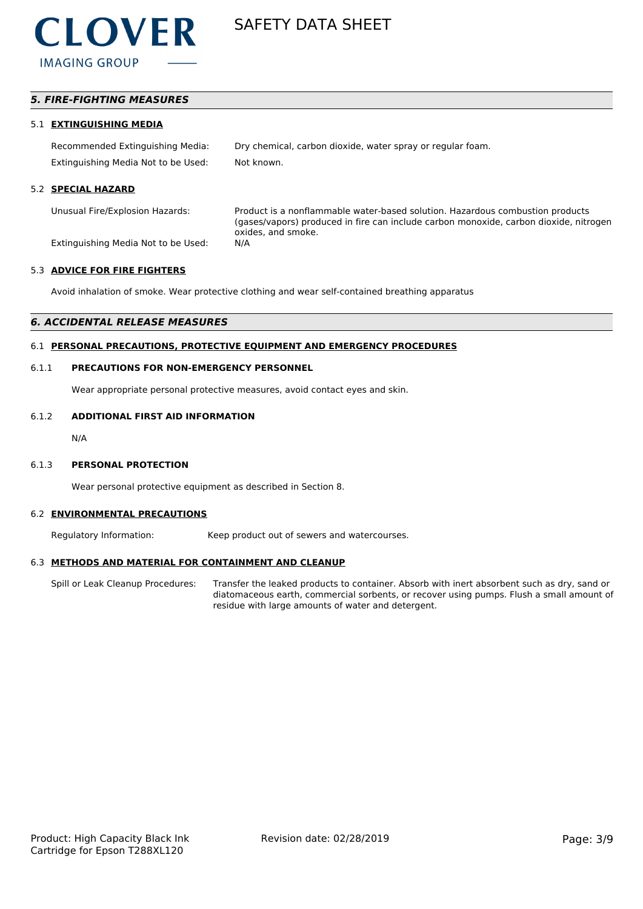## *5. FIRE-FIGHTING MEASURES*

### 5.1 EXTINGUISHING MEDIA

Recommended Extinguishing Media: Dry chemical, carbon dioxide, water spray or regular foam.

Extinguishing Media Not to be Used: Not known.

### 5.2 SPECIAL HAZARD

Unusual Fire/Explosion Hazards: Product is a nonflammable water-based solution. Hazardous combustion products (gases/vapors) produced in fire can include carbon monoxide, carbon dioxide, nitrogen oxides, and smoke.

Extinguishing Media Not to be Used: N/A

### 5.3 ADVICE FOR FIRE FIGHTERS

Avoid inhalation of smoke. Wear protective clothing and wear self-contained breathing apparatus

## *6. ACCIDENTAL RELEASE MEASURES*

### 6.1 PERSONAL PRECAUTIONS, PROTECTIVE EQUIPMENT AND EMERGENCY PROCEDURES

#### 6.1.1 PRECAUTIONS FOR NON-EMERGENCY PERSONNEL

Wear appropriate personal protective measures, avoid contact eyes and skin.

#### 6.1.2 ADDITIONAL FIRST AID INFORMATION

N/A

#### 6.1.3 PERSONAL PROTECTION

Wear personal protective equipment as described in Section 8.

### 6.2 ENVIRONMENTAL PRECAUTIONS

Regulatory Information: Keep product out of sewers and watercourses.

### 6.3 METHODS AND MATERIAL FOR CONTAINMENT AND CLEANUP

Spill or Leak Cleanup Procedures: Transfer the leaked products to container. Absorb with inert absorbent such as dry, sand or diatomaceous earth, commercial sorbents, or recover using pumps. Flush a small amount of residue with large amounts of water and detergent.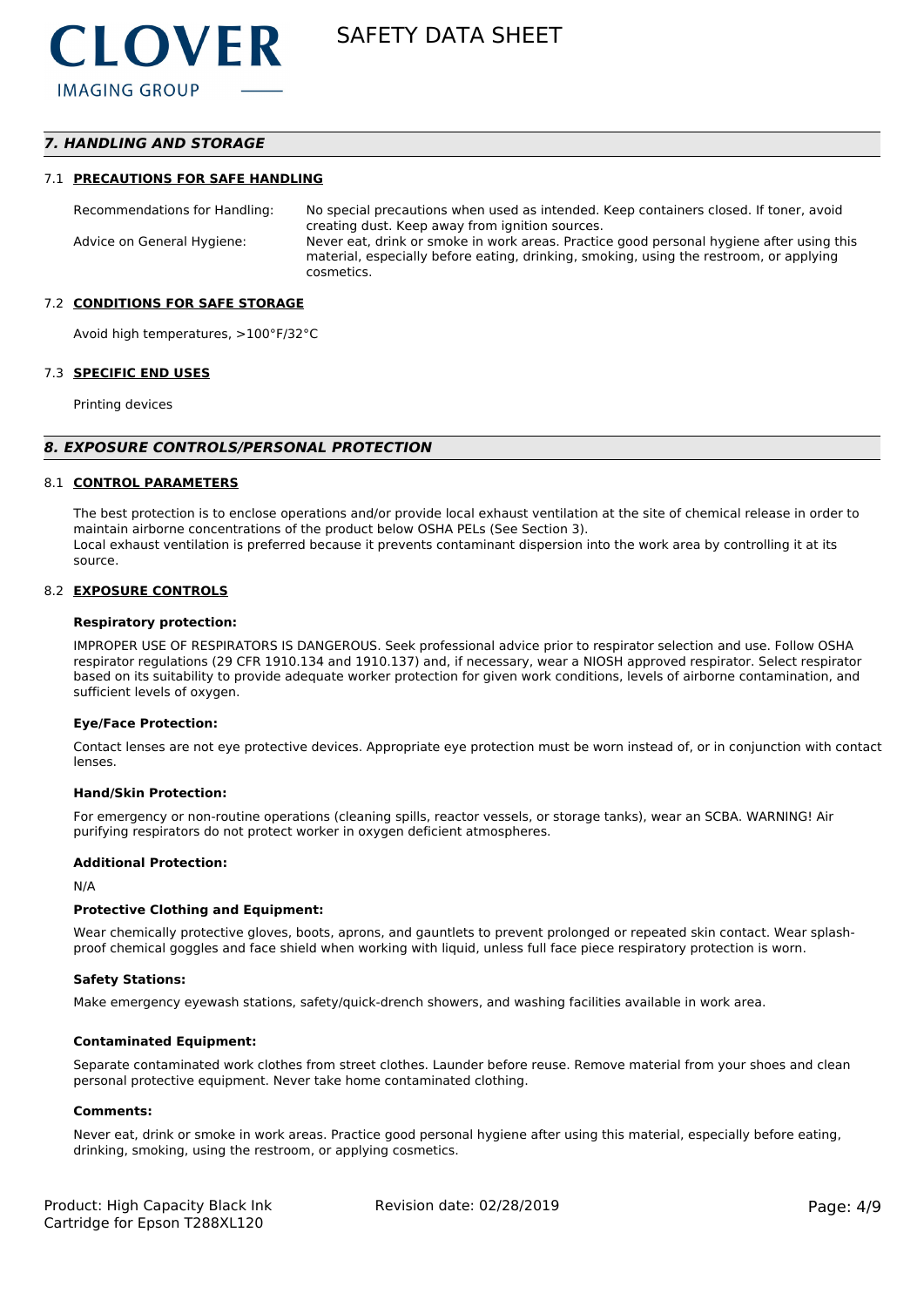## 7. HANDLING AND STORAGE

### 7.1 PRECAUTIONS FOR SAFE HANDLING

Recommendations for Handling: No special precautions when used as intended. Keep containers closed. If toner, avoid creating dust. Keep away from ignition sources.

Advice on General Hygiene: Never eat, drink or smoke in work areas. Practice good personal hygiene after using this material, especially before eating, drinking, smoking, using the restroom, or applying cosmetics.

### 7.2 CONDITIONS FOR SAFE STORAGE

Avoid high temperatures, >100°F/32°C

### 7.3 SPECIFIC END USES

Printing devices

## 8. EXPOSURE CONTROLS/PERSONAL PROTECTION

### 8.1 CONTROL PARAMETERS

The best protection is to enclose operations and/or provide local exhaust ventilation at the site of chemical release in order to maintain airborne concentrations of the product below OSHA PELs (See Section 3).
Local exhaust ventilation is preferred because it prevents contaminant dispersion into the work area by controlling it at its source.

### 8.2 EXPOSURE CONTROLS

**Respiratory protection:**

IMPROPER USE OF RESPIRATORS IS DANGEROUS. Seek professional advice prior to respirator selection and use. Follow OSHA respirator regulations (29 CFR 1910.134 and 1910.137) and, if necessary, wear a NIOSH approved respirator. Select respirator based on its suitability to provide adequate worker protection for given work conditions, levels of airborne contamination, and sufficient levels of oxygen.

**Eye/Face Protection:**

Contact lenses are not eye protective devices. Appropriate eye protection must be worn instead of, or in conjunction with contact lenses.

**Hand/Skin Protection:**

For emergency or non-routine operations (cleaning spills, reactor vessels, or storage tanks), wear an SCBA. WARNING! Air purifying respirators do not protect worker in oxygen deficient atmospheres.

**Additional Protection:**

N/A

**Protective Clothing and Equipment:**

Wear chemically protective gloves, boots, aprons, and gauntlets to prevent prolonged or repeated skin contact. Wear splash-proof chemical goggles and face shield when working with liquid, unless full face piece respiratory protection is worn.

**Safety Stations:**

Make emergency eyewash stations, safety/quick-drench showers, and washing facilities available in work area.

**Contaminated Equipment:**

Separate contaminated work clothes from street clothes. Launder before reuse. Remove material from your shoes and clean personal protective equipment. Never take home contaminated clothing.

**Comments:**

Never eat, drink or smoke in work areas. Practice good personal hygiene after using this material, especially before eating, drinking, smoking, using the restroom, or applying cosmetics.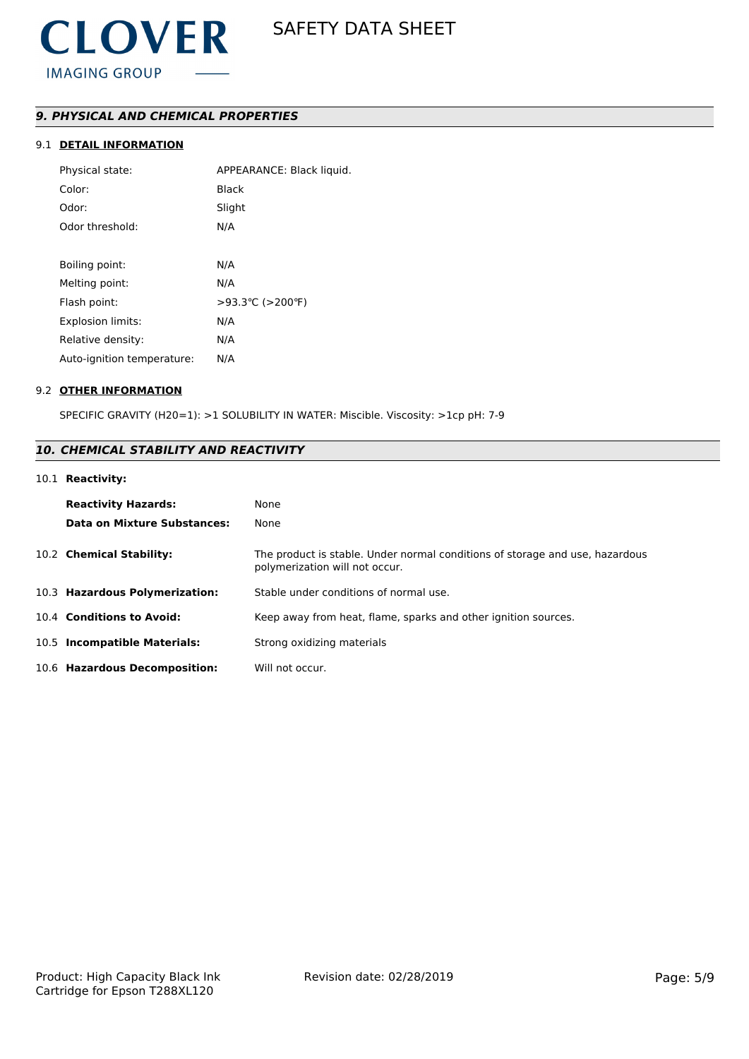## *9. PHYSICAL AND CHEMICAL PROPERTIES*

### 9.1 DETAIL INFORMATION

| | |
|---|---|
| Physical state: | APPEARANCE: Black liquid. |
| Color: | Black |
| Odor: | Slight |
| Odor threshold: | N/A |
| Boiling point: | N/A |
| Melting point: | N/A |
| Flash point: | >93.3℃ (>200℉) |
| Explosion limits: | N/A |
| Relative density: | N/A |
| Auto-ignition temperature: | N/A |

### 9.2 OTHER INFORMATION

SPECIFIC GRAVITY (H20=1): >1 SOLUBILITY IN WATER: Miscible. Viscosity: >1cp pH: 7-9

## *10. CHEMICAL STABILITY AND REACTIVITY*

### 10.1 **Reactivity:**

| | |
|---|---|
| **Reactivity Hazards:** | None |
| **Data on Mixture Substances:** | None |

| | |
|---|---|
| 10.2 **Chemical Stability:** | The product is stable. Under normal conditions of storage and use, hazardous polymerization will not occur. |
| 10.3 **Hazardous Polymerization:** | Stable under conditions of normal use. |
| 10.4 **Conditions to Avoid:** | Keep away from heat, flame, sparks and other ignition sources. |
| 10.5 **Incompatible Materials:** | Strong oxidizing materials |
| 10.6 **Hazardous Decomposition:** | Will not occur. |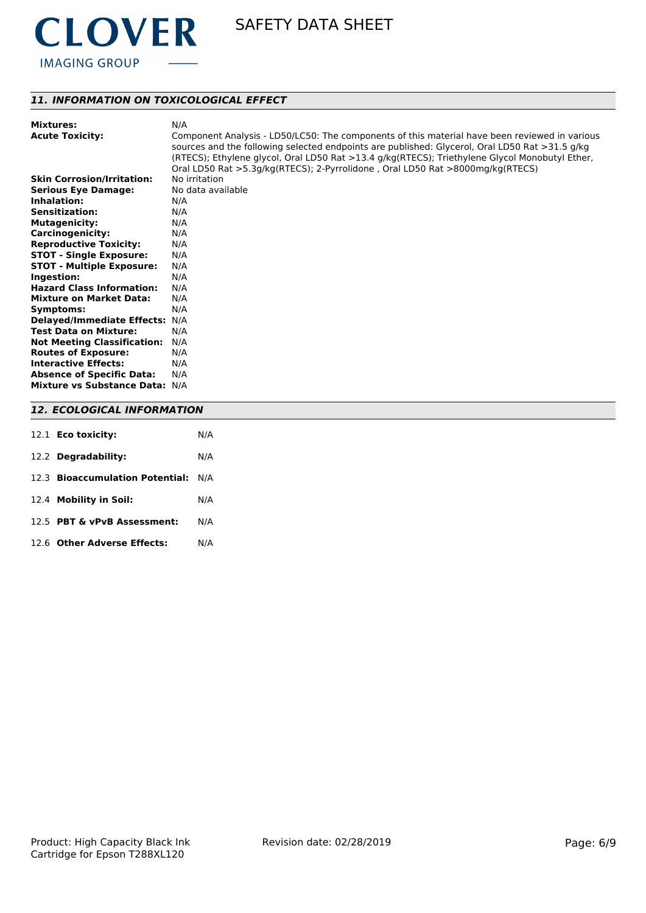## 11. INFORMATION ON TOXICOLOGICAL EFFECT

| | |
|---|---|
| **Mixtures:** | N/A |
| **Acute Toxicity:** | Component Analysis - LD50/LC50: The components of this material have been reviewed in various sources and the following selected endpoints are published: Glycerol, Oral LD50 Rat >31.5 g/kg (RTECS); Ethylene glycol, Oral LD50 Rat >13.4 g/kg(RTECS); Triethylene Glycol Monobutyl Ether, Oral LD50 Rat >5.3g/kg(RTECS); 2-Pyrrolidone , Oral LD50 Rat >8000mg/kg(RTECS) |
| **Skin Corrosion/Irritation:** | No irritation |
| **Serious Eye Damage:** | No data available |
| **Inhalation:** | N/A |
| **Sensitization:** | N/A |
| **Mutagenicity:** | N/A |
| **Carcinogenicity:** | N/A |
| **Reproductive Toxicity:** | N/A |
| **STOT - Single Exposure:** | N/A |
| **STOT - Multiple Exposure:** | N/A |
| **Ingestion:** | N/A |
| **Hazard Class Information:** | N/A |
| **Mixture on Market Data:** | N/A |
| **Symptoms:** | N/A |
| **Delayed/Immediate Effects:** | N/A |
| **Test Data on Mixture:** | N/A |
| **Not Meeting Classification:** | N/A |
| **Routes of Exposure:** | N/A |
| **Interactive Effects:** | N/A |
| **Absence of Specific Data:** | N/A |
| **Mixture vs Substance Data:** | N/A |

## 12. ECOLOGICAL INFORMATION

| | |
|---|---|
| 12.1 **Eco toxicity:** | N/A |
| 12.2 **Degradability:** | N/A |
| 12.3 **Bioaccumulation Potential:** | N/A |
| 12.4 **Mobility in Soil:** | N/A |
| 12.5 **PBT & vPvB Assessment:** | N/A |
| 12.6 **Other Adverse Effects:** | N/A |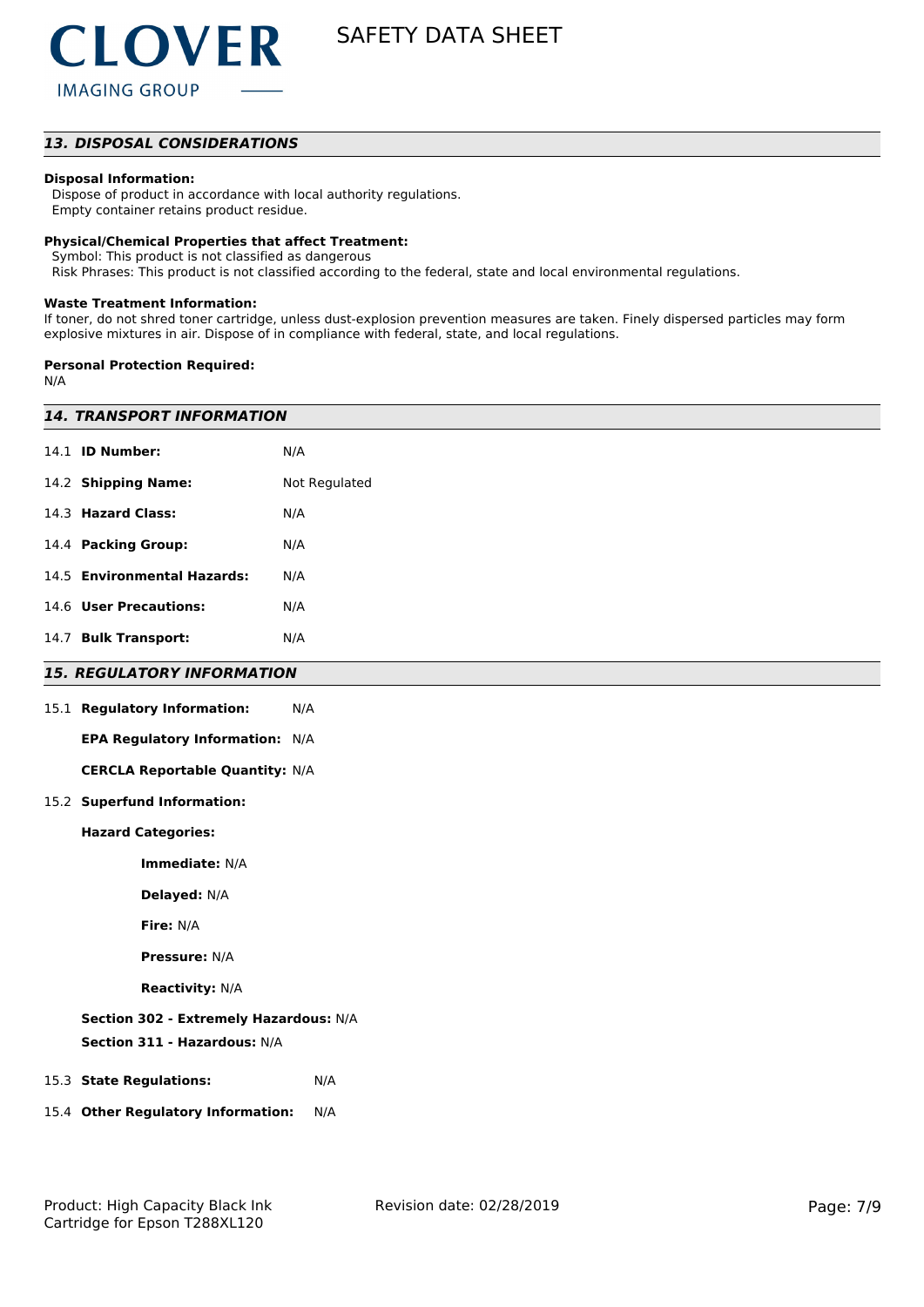## 13. DISPOSAL CONSIDERATIONS

**Disposal Information:**
Dispose of product in accordance with local authority regulations.
Empty container retains product residue.

**Physical/Chemical Properties that affect Treatment:**
Symbol: This product is not classified as dangerous
Risk Phrases: This product is not classified according to the federal, state and local environmental regulations.

**Waste Treatment Information:**
If toner, do not shred toner cartridge, unless dust-explosion prevention measures are taken. Finely dispersed particles may form explosive mixtures in air. Dispose of in compliance with federal, state, and local regulations.

**Personal Protection Required:**
N/A

## 14. TRANSPORT INFORMATION

| | |
|---|---|
| 14.1 **ID Number:** | N/A |
| 14.2 **Shipping Name:** | Not Regulated |
| 14.3 **Hazard Class:** | N/A |
| 14.4 **Packing Group:** | N/A |
| 14.5 **Environmental Hazards:** | N/A |
| 14.6 **User Precautions:** | N/A |
| 14.7 **Bulk Transport:** | N/A |

## 15. REGULATORY INFORMATION

15.1 **Regulatory Information:** N/A

**EPA Regulatory Information:** N/A

**CERCLA Reportable Quantity:** N/A

15.2 **Superfund Information:**

**Hazard Categories:**

**Immediate:** N/A

**Delayed:** N/A

**Fire:** N/A

**Pressure:** N/A

**Reactivity:** N/A

**Section 302 - Extremely Hazardous:** N/A

**Section 311 - Hazardous:** N/A

15.3 **State Regulations:** N/A

15.4 **Other Regulatory Information:** N/A

Product: High Capacity Black Ink Cartridge for Epson T288XL120 | Revision date: 02/28/2019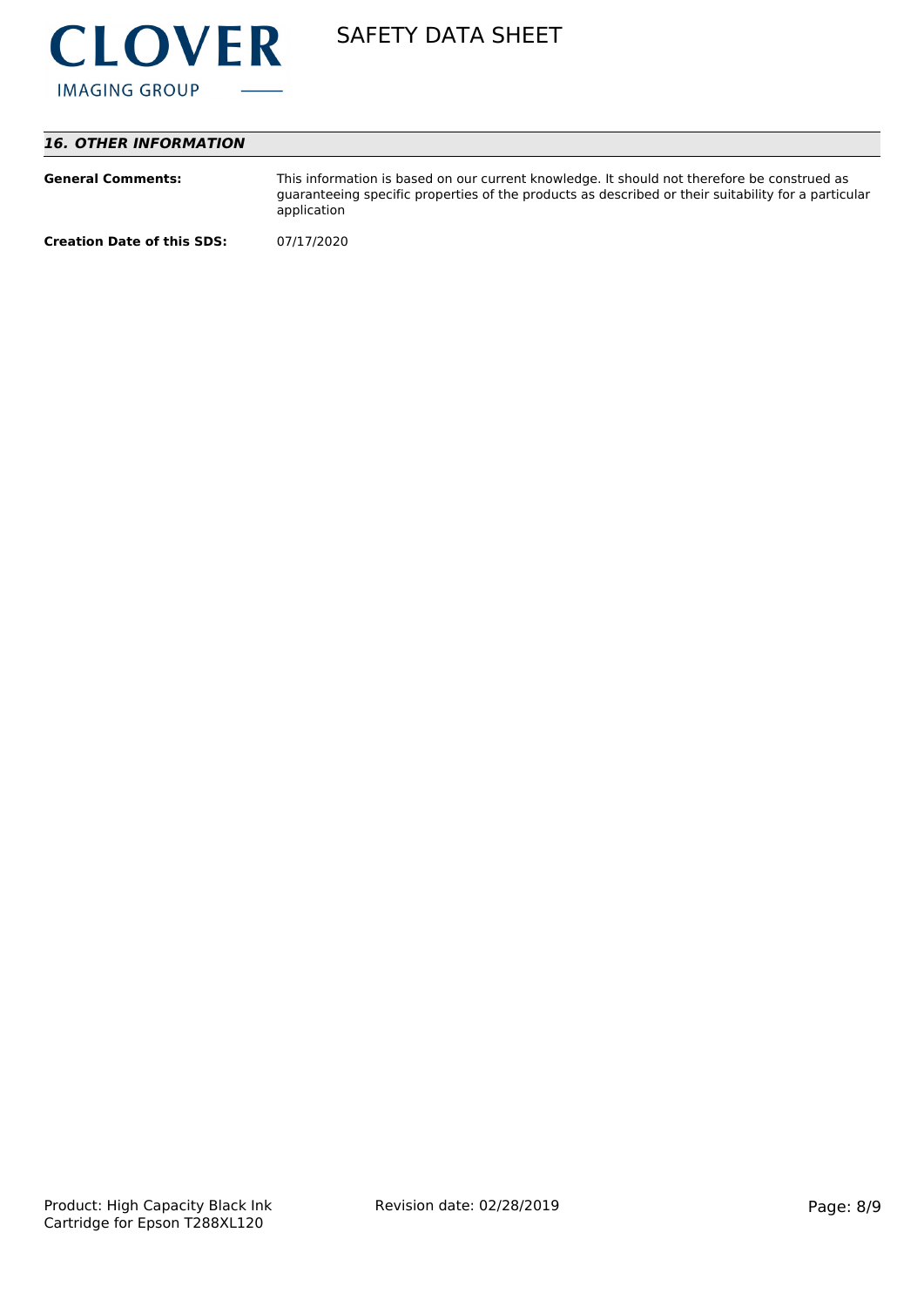## *16. OTHER INFORMATION*

**General Comments:** This information is based on our current knowledge. It should not therefore be construed as guaranteeing specific properties of the products as described or their suitability for a particular application

**Creation Date of this SDS:** 07/17/2020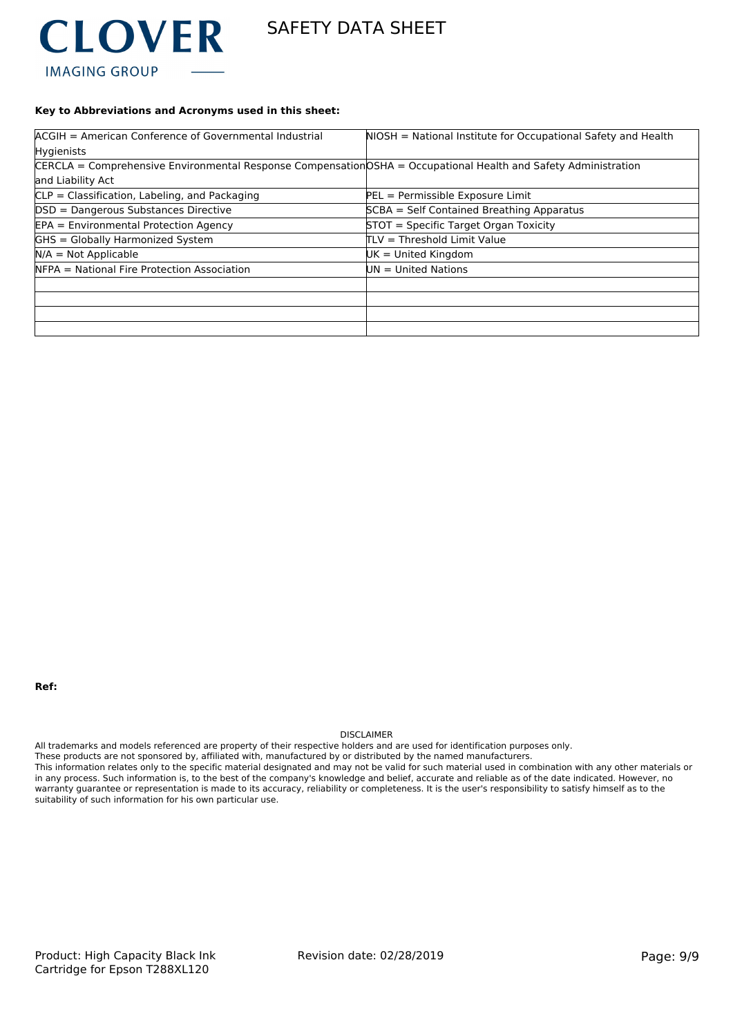**Key to Abbreviations and Acronyms used in this sheet:**

| | |
|---|---|
| ACGIH = American Conference of Governmental Industrial Hygienists | NIOSH = National Institute for Occupational Safety and Health |
| CERCLA = Comprehensive Environmental Response Compensation and Liability Act | OSHA = Occupational Health and Safety Administration |
| CLP = Classification, Labeling, and Packaging | PEL = Permissible Exposure Limit |
| DSD = Dangerous Substances Directive | SCBA = Self Contained Breathing Apparatus |
| EPA = Environmental Protection Agency | STOT = Specific Target Organ Toxicity |
| GHS = Globally Harmonized System | TLV = Threshold Limit Value |
| N/A = Not Applicable | UK = United Kingdom |
| NFPA = National Fire Protection Association | UN = United Nations |
| | |
| | |
| | |
| | |

**Ref:**

DISCLAIMER

All trademarks and models referenced are property of their respective holders and are used for identification purposes only.
These products are not sponsored by, affiliated with, manufactured by or distributed by the named manufacturers.
This information relates only to the specific material designated and may not be valid for such material used in combination with any other materials or in any process. Such information is, to the best of the company's knowledge and belief, accurate and reliable as of the date indicated. However, no warranty guarantee or representation is made to its accuracy, reliability or completeness. It is the user's responsibility to satisfy himself as to the suitability of such information for his own particular use.